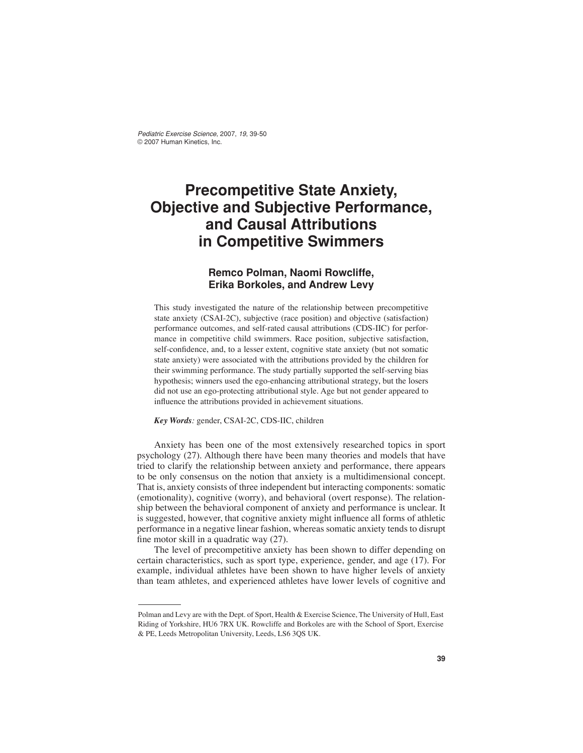# Precompetitive State Anxiety, Objective and Subjective Performance, and Causal Attributions in Competitive Swimmers

**Remco Polman, Naomi Rowcliffe, Erika Borkoles, and Andrew Levy**

This study investigated the nature of the relationship between precompetitive state anxiety (CSAI-2C), subjective (race position) and objective (satisfaction) performance outcomes, and self-rated causal attributions (CDS-IIC) for performance in competitive child swimmers. Race position, subjective satisfaction, self-confidence, and, to a lesser extent, cognitive state anxiety (but not somatic state anxiety) were associated with the attributions provided by the children for their swimming performance. The study partially supported the self-serving bias hypothesis; winners used the ego-enhancing attributional strategy, but the losers did not use an ego-protecting attributional style. Age but not gender appeared to influence the attributions provided in achievement situations.

***Key Words****:* gender, CSAI-2C, CDS-IIC, children

Anxiety has been one of the most extensively researched topics in sport psychology (27). Although there have been many theories and models that have tried to clarify the relationship between anxiety and performance, there appears to be only consensus on the notion that anxiety is a multidimensional concept. That is, anxiety consists of three independent but interacting components: somatic (emotionality), cognitive (worry), and behavioral (overt response). The relationship between the behavioral component of anxiety and performance is unclear. It is suggested, however, that cognitive anxiety might influence all forms of athletic performance in a negative linear fashion, whereas somatic anxiety tends to disrupt fine motor skill in a quadratic way (27).

The level of precompetitive anxiety has been shown to differ depending on certain characteristics, such as sport type, experience, gender, and age (17). For example, individual athletes have been shown to have higher levels of anxiety than team athletes, and experienced athletes have lower levels of cognitive and

Polman and Levy are with the Dept. of Sport, Health & Exercise Science, The University of Hull, East Riding of Yorkshire, HU6 7RX UK. Rowcliffe and Borkoles are with the School of Sport, Exercise & PE, Leeds Metropolitan University, Leeds, LS6 3QS UK.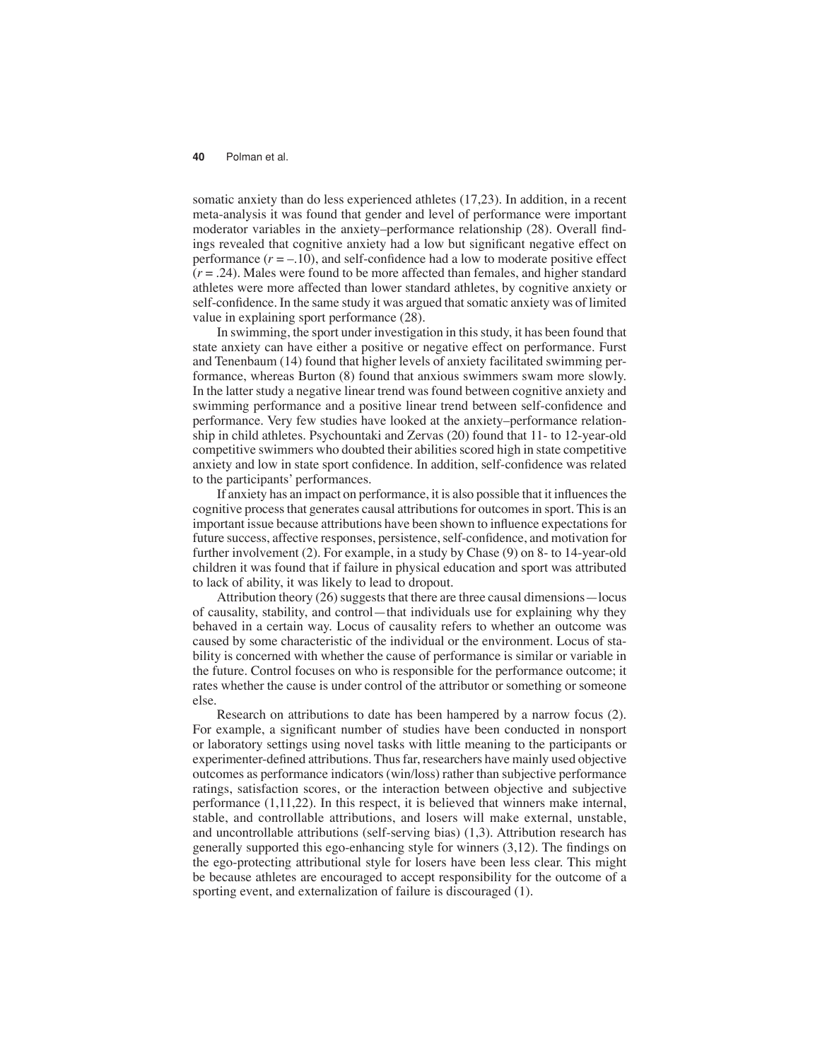somatic anxiety than do less experienced athletes (17,23). In addition, in a recent meta-analysis it was found that gender and level of performance were important moderator variables in the anxiety–performance relationship (28). Overall findings revealed that cognitive anxiety had a low but significant negative effect on performance ($r = -.10$), and self-confidence had a low to moderate positive effect ($r = .24$). Males were found to be more affected than females, and higher standard athletes were more affected than lower standard athletes, by cognitive anxiety or self-confidence. In the same study it was argued that somatic anxiety was of limited value in explaining sport performance (28).

In swimming, the sport under investigation in this study, it has been found that state anxiety can have either a positive or negative effect on performance. Furst and Tenenbaum (14) found that higher levels of anxiety facilitated swimming performance, whereas Burton (8) found that anxious swimmers swam more slowly. In the latter study a negative linear trend was found between cognitive anxiety and swimming performance and a positive linear trend between self-confidence and performance. Very few studies have looked at the anxiety–performance relationship in child athletes. Psychountaki and Zervas (20) found that 11- to 12-year-old competitive swimmers who doubted their abilities scored high in state competitive anxiety and low in state sport confidence. In addition, self-confidence was related to the participants' performances.

If anxiety has an impact on performance, it is also possible that it influences the cognitive process that generates causal attributions for outcomes in sport. This is an important issue because attributions have been shown to influence expectations for future success, affective responses, persistence, self-confidence, and motivation for further involvement (2). For example, in a study by Chase (9) on 8- to 14-year-old children it was found that if failure in physical education and sport was attributed to lack of ability, it was likely to lead to dropout.

Attribution theory (26) suggests that there are three causal dimensions—locus of causality, stability, and control—that individuals use for explaining why they behaved in a certain way. Locus of causality refers to whether an outcome was caused by some characteristic of the individual or the environment. Locus of stability is concerned with whether the cause of performance is similar or variable in the future. Control focuses on who is responsible for the performance outcome; it rates whether the cause is under control of the attributor or something or someone else.

Research on attributions to date has been hampered by a narrow focus (2). For example, a significant number of studies have been conducted in nonsport or laboratory settings using novel tasks with little meaning to the participants or experimenter-defined attributions. Thus far, researchers have mainly used objective outcomes as performance indicators (win/loss) rather than subjective performance ratings, satisfaction scores, or the interaction between objective and subjective performance (1,11,22). In this respect, it is believed that winners make internal, stable, and controllable attributions, and losers will make external, unstable, and uncontrollable attributions (self-serving bias) (1,3). Attribution research has generally supported this ego-enhancing style for winners (3,12). The findings on the ego-protecting attributional style for losers have been less clear. This might be because athletes are encouraged to accept responsibility for the outcome of a sporting event, and externalization of failure is discouraged (1).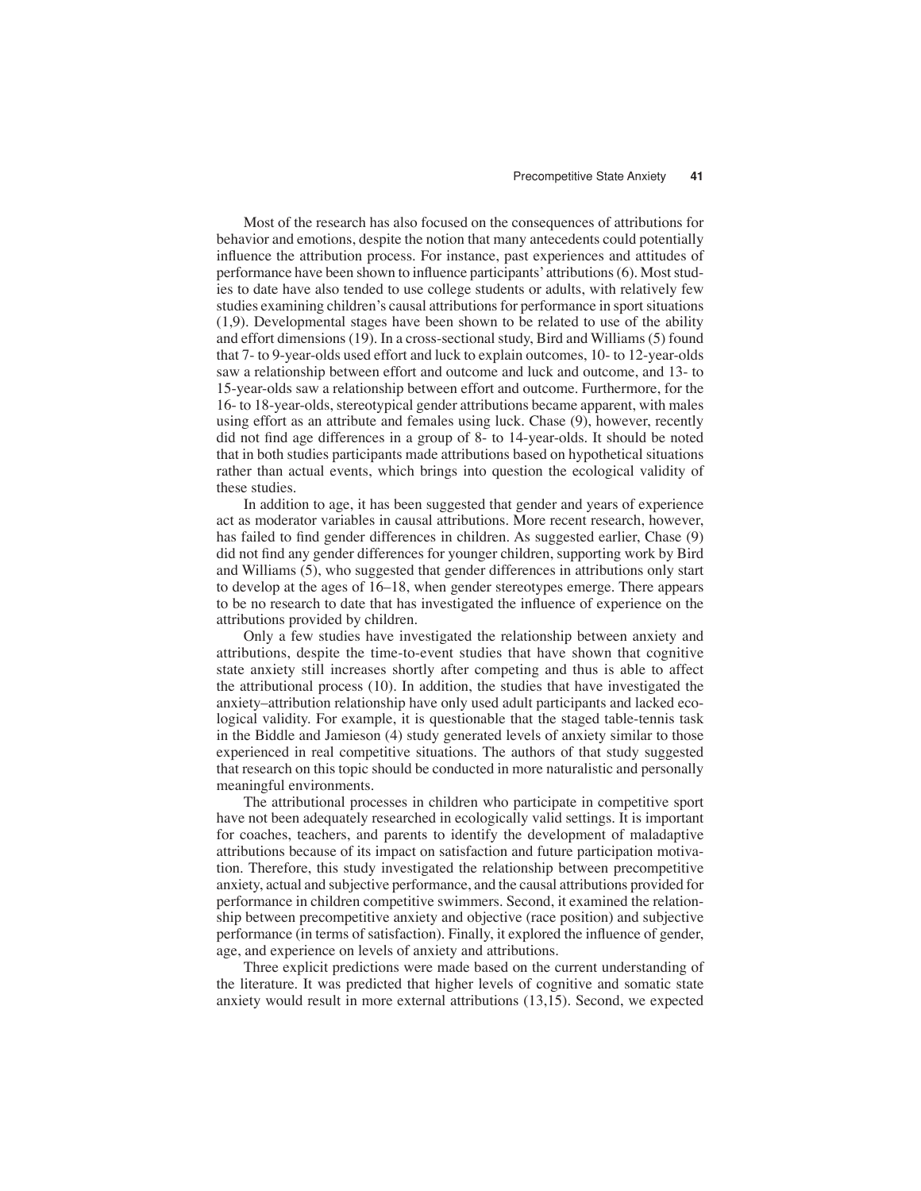Most of the research has also focused on the consequences of attributions for behavior and emotions, despite the notion that many antecedents could potentially influence the attribution process. For instance, past experiences and attitudes of performance have been shown to influence participants' attributions (6). Most studies to date have also tended to use college students or adults, with relatively few studies examining children's causal attributions for performance in sport situations (1,9). Developmental stages have been shown to be related to use of the ability and effort dimensions (19). In a cross-sectional study, Bird and Williams (5) found that 7- to 9-year-olds used effort and luck to explain outcomes, 10- to 12-year-olds saw a relationship between effort and outcome and luck and outcome, and 13- to 15-year-olds saw a relationship between effort and outcome. Furthermore, for the 16- to 18-year-olds, stereotypical gender attributions became apparent, with males using effort as an attribute and females using luck. Chase (9), however, recently did not find age differences in a group of 8- to 14-year-olds. It should be noted that in both studies participants made attributions based on hypothetical situations rather than actual events, which brings into question the ecological validity of these studies.

In addition to age, it has been suggested that gender and years of experience act as moderator variables in causal attributions. More recent research, however, has failed to find gender differences in children. As suggested earlier, Chase (9) did not find any gender differences for younger children, supporting work by Bird and Williams (5), who suggested that gender differences in attributions only start to develop at the ages of 16–18, when gender stereotypes emerge. There appears to be no research to date that has investigated the influence of experience on the attributions provided by children.

Only a few studies have investigated the relationship between anxiety and attributions, despite the time-to-event studies that have shown that cognitive state anxiety still increases shortly after competing and thus is able to affect the attributional process (10). In addition, the studies that have investigated the anxiety–attribution relationship have only used adult participants and lacked ecological validity. For example, it is questionable that the staged table-tennis task in the Biddle and Jamieson (4) study generated levels of anxiety similar to those experienced in real competitive situations. The authors of that study suggested that research on this topic should be conducted in more naturalistic and personally meaningful environments.

The attributional processes in children who participate in competitive sport have not been adequately researched in ecologically valid settings. It is important for coaches, teachers, and parents to identify the development of maladaptive attributions because of its impact on satisfaction and future participation motivation. Therefore, this study investigated the relationship between precompetitive anxiety, actual and subjective performance, and the causal attributions provided for performance in children competitive swimmers. Second, it examined the relationship between precompetitive anxiety and objective (race position) and subjective performance (in terms of satisfaction). Finally, it explored the influence of gender, age, and experience on levels of anxiety and attributions.

Three explicit predictions were made based on the current understanding of the literature. It was predicted that higher levels of cognitive and somatic state anxiety would result in more external attributions (13,15). Second, we expected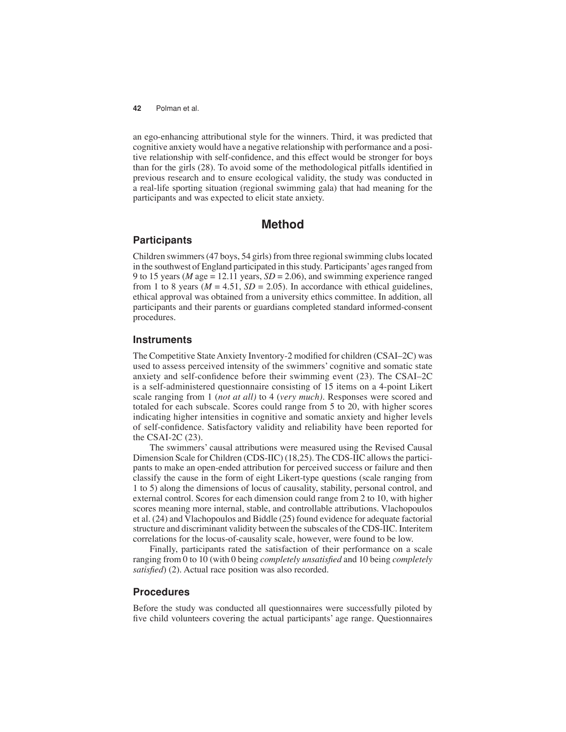an ego-enhancing attributional style for the winners. Third, it was predicted that cognitive anxiety would have a negative relationship with performance and a positive relationship with self-confidence, and this effect would be stronger for boys than for the girls (28). To avoid some of the methodological pitfalls identified in previous research and to ensure ecological validity, the study was conducted in a real-life sporting situation (regional swimming gala) that had meaning for the participants and was expected to elicit state anxiety.

# Method

## Participants

Children swimmers (47 boys, 54 girls) from three regional swimming clubs located in the southwest of England participated in this study. Participants' ages ranged from 9 to 15 years (*M* age = 12.11 years, *SD* = 2.06), and swimming experience ranged from 1 to 8 years (*M* = 4.51, *SD* = 2.05). In accordance with ethical guidelines, ethical approval was obtained from a university ethics committee. In addition, all participants and their parents or guardians completed standard informed-consent procedures.

## Instruments

The Competitive State Anxiety Inventory-2 modified for children (CSAI–2C) was used to assess perceived intensity of the swimmers' cognitive and somatic state anxiety and self-confidence before their swimming event (23). The CSAI–2C is a self-administered questionnaire consisting of 15 items on a 4-point Likert scale ranging from 1 (*not at all)* to 4 (*very much)*. Responses were scored and totaled for each subscale. Scores could range from 5 to 20, with higher scores indicating higher intensities in cognitive and somatic anxiety and higher levels of self-confidence. Satisfactory validity and reliability have been reported for the CSAI-2C (23).

The swimmers' causal attributions were measured using the Revised Causal Dimension Scale for Children (CDS-IIC) (18,25). The CDS-IIC allows the participants to make an open-ended attribution for perceived success or failure and then classify the cause in the form of eight Likert-type questions (scale ranging from 1 to 5) along the dimensions of locus of causality, stability, personal control, and external control. Scores for each dimension could range from 2 to 10, with higher scores meaning more internal, stable, and controllable attributions. Vlachopoulos et al. (24) and Vlachopoulos and Biddle (25) found evidence for adequate factorial structure and discriminant validity between the subscales of the CDS-IIC. Interitem correlations for the locus-of-causality scale, however, were found to be low.

Finally, participants rated the satisfaction of their performance on a scale ranging from 0 to 10 (with 0 being *completely unsatisfied* and 10 being *completely satisfied*) (2). Actual race position was also recorded.

## Procedures

Before the study was conducted all questionnaires were successfully piloted by five child volunteers covering the actual participants' age range. Questionnaires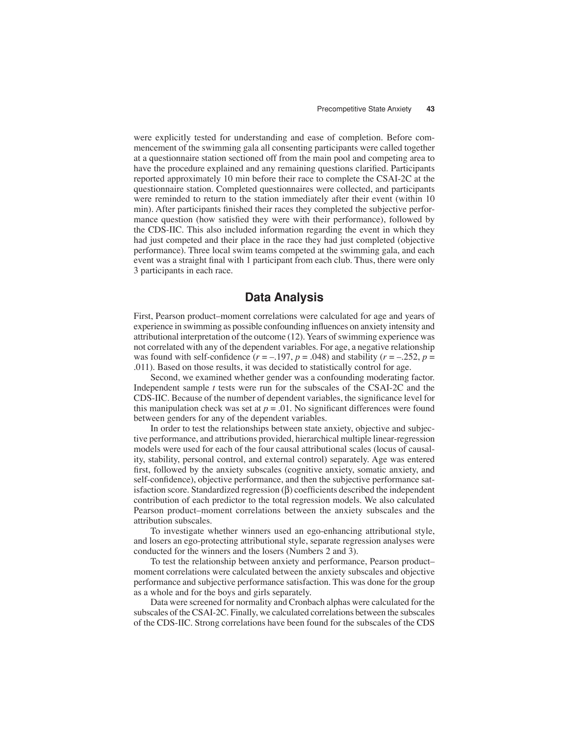were explicitly tested for understanding and ease of completion. Before commencement of the swimming gala all consenting participants were called together at a questionnaire station sectioned off from the main pool and competing area to have the procedure explained and any remaining questions clarified. Participants reported approximately 10 min before their race to complete the CSAI-2C at the questionnaire station. Completed questionnaires were collected, and participants were reminded to return to the station immediately after their event (within 10 min). After participants finished their races they completed the subjective performance question (how satisfied they were with their performance), followed by the CDS-IIC. This also included information regarding the event in which they had just competed and their place in the race they had just completed (objective performance). Three local swim teams competed at the swimming gala, and each event was a straight final with 1 participant from each club. Thus, there were only 3 participants in each race.

## Data Analysis

First, Pearson product–moment correlations were calculated for age and years of experience in swimming as possible confounding influences on anxiety intensity and attributional interpretation of the outcome (12). Years of swimming experience was not correlated with any of the dependent variables. For age, a negative relationship was found with self-confidence ($r = -.197$, $p = .048$) and stability ($r = -.252$, $p = .011$). Based on those results, it was decided to statistically control for age.

Second, we examined whether gender was a confounding moderating factor. Independent sample *t* tests were run for the subscales of the CSAI-2C and the CDS-IIC. Because of the number of dependent variables, the significance level for this manipulation check was set at $p = .01$. No significant differences were found between genders for any of the dependent variables.

In order to test the relationships between state anxiety, objective and subjective performance, and attributions provided, hierarchical multiple linear-regression models were used for each of the four causal attributional scales (locus of causality, stability, personal control, and external control) separately. Age was entered first, followed by the anxiety subscales (cognitive anxiety, somatic anxiety, and self-confidence), objective performance, and then the subjective performance satisfaction score. Standardized regression ($\beta$) coefficients described the independent contribution of each predictor to the total regression models. We also calculated Pearson product–moment correlations between the anxiety subscales and the attribution subscales.

To investigate whether winners used an ego-enhancing attributional style, and losers an ego-protecting attributional style, separate regression analyses were conducted for the winners and the losers (Numbers 2 and 3).

To test the relationship between anxiety and performance, Pearson product–moment correlations were calculated between the anxiety subscales and objective performance and subjective performance satisfaction. This was done for the group as a whole and for the boys and girls separately.

Data were screened for normality and Cronbach alphas were calculated for the subscales of the CSAI-2C. Finally, we calculated correlations between the subscales of the CDS-IIC. Strong correlations have been found for the subscales of the CDS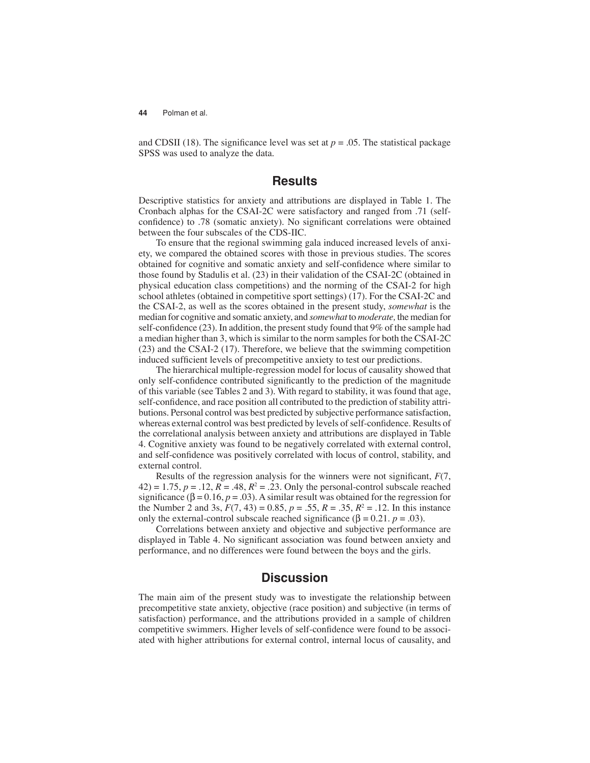and CDSII (18). The significance level was set at $p = .05$. The statistical package SPSS was used to analyze the data.

## Results

Descriptive statistics for anxiety and attributions are displayed in Table 1. The Cronbach alphas for the CSAI-2C were satisfactory and ranged from .71 (self-confidence) to .78 (somatic anxiety). No significant correlations were obtained between the four subscales of the CDS-IIC.

To ensure that the regional swimming gala induced increased levels of anxiety, we compared the obtained scores with those in previous studies. The scores obtained for cognitive and somatic anxiety and self-confidence where similar to those found by Stadulis et al. (23) in their validation of the CSAI-2C (obtained in physical education class competitions) and the norming of the CSAI-2 for high school athletes (obtained in competitive sport settings) (17). For the CSAI-2C and the CSAI-2, as well as the scores obtained in the present study, *somewhat* is the median for cognitive and somatic anxiety, and *somewhat* to *moderate,* the median for self-confidence (23). In addition, the present study found that 9% of the sample had a median higher than 3, which is similar to the norm samples for both the CSAI-2C (23) and the CSAI-2 (17). Therefore, we believe that the swimming competition induced sufficient levels of precompetitive anxiety to test our predictions.

The hierarchical multiple-regression model for locus of causality showed that only self-confidence contributed significantly to the prediction of the magnitude of this variable (see Tables 2 and 3). With regard to stability, it was found that age, self-confidence, and race position all contributed to the prediction of stability attributions. Personal control was best predicted by subjective performance satisfaction, whereas external control was best predicted by levels of self-confidence. Results of the correlational analysis between anxiety and attributions are displayed in Table 4. Cognitive anxiety was found to be negatively correlated with external control, and self-confidence was positively correlated with locus of control, stability, and external control.

Results of the regression analysis for the winners were not significant, $F(7, 42) = 1.75$, $p = .12$, $R = .48$, $R^2 = .23$. Only the personal-control subscale reached significance ($\beta = 0.16$, $p = .03$). A similar result was obtained for the regression for the Number 2 and 3s, $F(7, 43) = 0.85$, $p = .55$, $R = .35$, $R^2 = .12$. In this instance only the external-control subscale reached significance ($\beta = 0.21$. $p = .03$).

Correlations between anxiety and objective and subjective performance are displayed in Table 4. No significant association was found between anxiety and performance, and no differences were found between the boys and the girls.

## Discussion

The main aim of the present study was to investigate the relationship between precompetitive state anxiety, objective (race position) and subjective (in terms of satisfaction) performance, and the attributions provided in a sample of children competitive swimmers. Higher levels of self-confidence were found to be associated with higher attributions for external control, internal locus of causality, and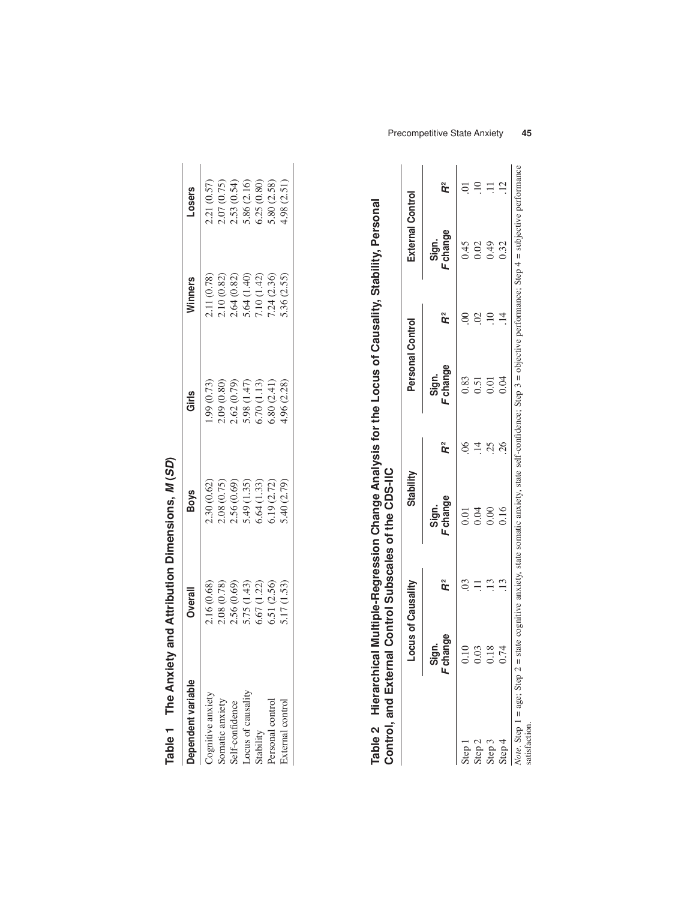**Table 1 The Anxiety and Attribution Dimensions, *M* (*SD*)**

| Dependent variable | Overall | Boys | Girls | Winners | Losers |
|---|---|---|---|---|---|
| Cognitive anxiety | 2.16 (0.68) | 2.30 (0.62) | 1.99 (0.73) | 2.11 (0.78) | 2.21 (0.57) |
| Somatic anxiety | 2.08 (0.78) | 2.08 (0.75) | 2.09 (0.80) | 2.10 (0.82) | 2.07 (0.75) |
| Self-confidence | 2.56 (0.69) | 2.56 (0.69) | 2.62 (0.79) | 2.64 (0.82) | 2.53 (0.54) |
| Locus of causality | 5.75 (1.43) | 5.49 (1.35) | 5.98 (1.47) | 5.64 (1.40) | 5.86 (2.16) |
| Stability | 6.67 (1.22) | 6.64 (1.33) | 6.70 (1.13) | 7.10 (1.42) | 6.25 (0.80) |
| Personal control | 6.51 (2.56) | 6.19 (2.72) | 6.80 (2.41) | 7.24 (2.36) | 5.80 (2.58) |
| External control | 5.17 (1.53) | 5.40 (2.79) | 4.96 (2.28) | 5.36 (2.55) | 4.98 (2.51) |

**Table 2 Hierarchical Multiple-Regression Change Analysis for the Locus of Causality, Stability, Personal Control, and External Control Subscales of the CDS-IIC**

| | Locus of Causality | | Stability | | Personal Control | | External Control | |
|---|---|---|---|---|---|---|---|---|
| | Sign. *F* change | $R^2$ | Sign. *F* change | $R^2$ | Sign. *F* change | $R^2$ | Sign. *F* change | $R^2$ |
| Step 1 | 0.10 | .03 | 0.01 | .06 | 0.83 | .00 | 0.45 | .01 |
| Step 2 | 0.03 | .11 | 0.04 | .14 | 0.51 | .02 | 0.02 | .10 |
| Step 3 | 0.18 | .13 | 0.00 | .25 | 0.01 | .10 | 0.49 | .11 |
| Step 4 | 0.74 | .13 | 0.16 | .26 | 0.04 | .14 | 0.32 | .12 |

*Note*. Step 1 = age; Step 2 = state cognitive anxiety, state somatic anxiety, state self-confidence; Step 3 = objective performance; Step 4 = subjective performance satisfaction.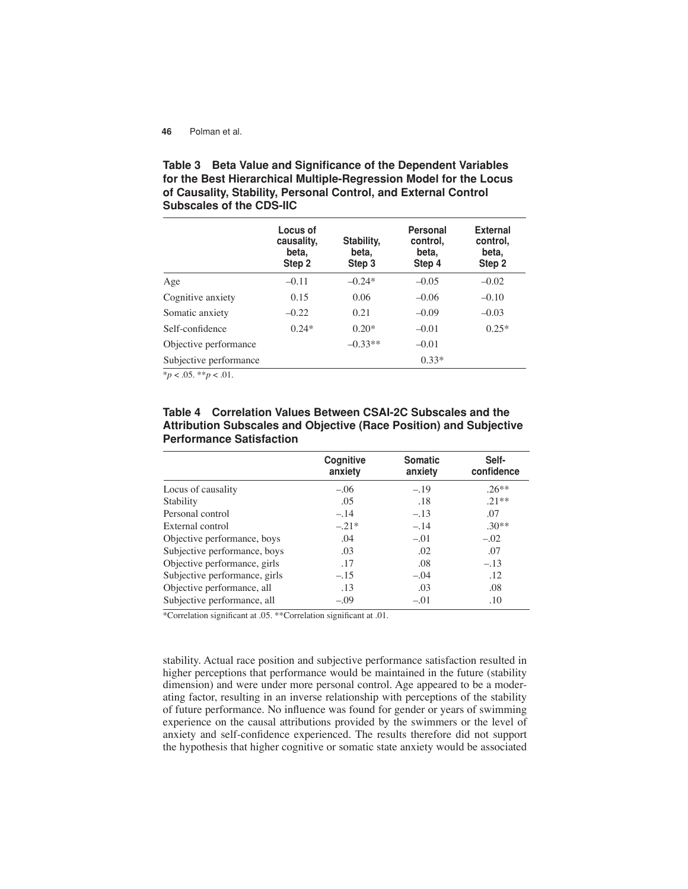**Table 3 Beta Value and Significance of the Dependent Variables for the Best Hierarchical Multiple-Regression Model for the Locus of Causality, Stability, Personal Control, and External Control Subscales of the CDS-IIC**

| | Locus of causality, beta, Step 2 | Stability, beta, Step 3 | Personal control, beta, Step 4 | External control, beta, Step 2 |
|---|---|---|---|---|
| Age | –0.11 | –0.24* | –0.05 | –0.02 |
| Cognitive anxiety | 0.15 | 0.06 | –0.06 | –0.10 |
| Somatic anxiety | –0.22 | 0.21 | –0.09 | –0.03 |
| Self-confidence | 0.24* | 0.20* | –0.01 | 0.25* |
| Objective performance | | –0.33** | –0.01 | |
| Subjective performance | | | 0.33* | |

*$p < .05$. **$p < .01$.

**Table 4 Correlation Values Between CSAI-2C Subscales and the Attribution Subscales and Objective (Race Position) and Subjective Performance Satisfaction**

| | Cognitive anxiety | Somatic anxiety | Self-confidence |
|---|---|---|---|
| Locus of causality | –.06 | –.19 | .26** |
| Stability | .05 | .18 | .21** |
| Personal control | –.14 | –.13 | .07 |
| External control | –.21* | –.14 | .30** |
| Objective performance, boys | .04 | –.01 | –.02 |
| Subjective performance, boys | .03 | .02 | .07 |
| Objective performance, girls | .17 | .08 | –.13 |
| Subjective performance, girls | –.15 | –.04 | .12 |
| Objective performance, all | .13 | .03 | .08 |
| Subjective performance, all | –.09 | –.01 | .10 |

*Correlation significant at .05. **Correlation significant at .01.

stability. Actual race position and subjective performance satisfaction resulted in higher perceptions that performance would be maintained in the future (stability dimension) and were under more personal control. Age appeared to be a moderating factor, resulting in an inverse relationship with perceptions of the stability of future performance. No influence was found for gender or years of swimming experience on the causal attributions provided by the swimmers or the level of anxiety and self-confidence experienced. The results therefore did not support the hypothesis that higher cognitive or somatic state anxiety would be associated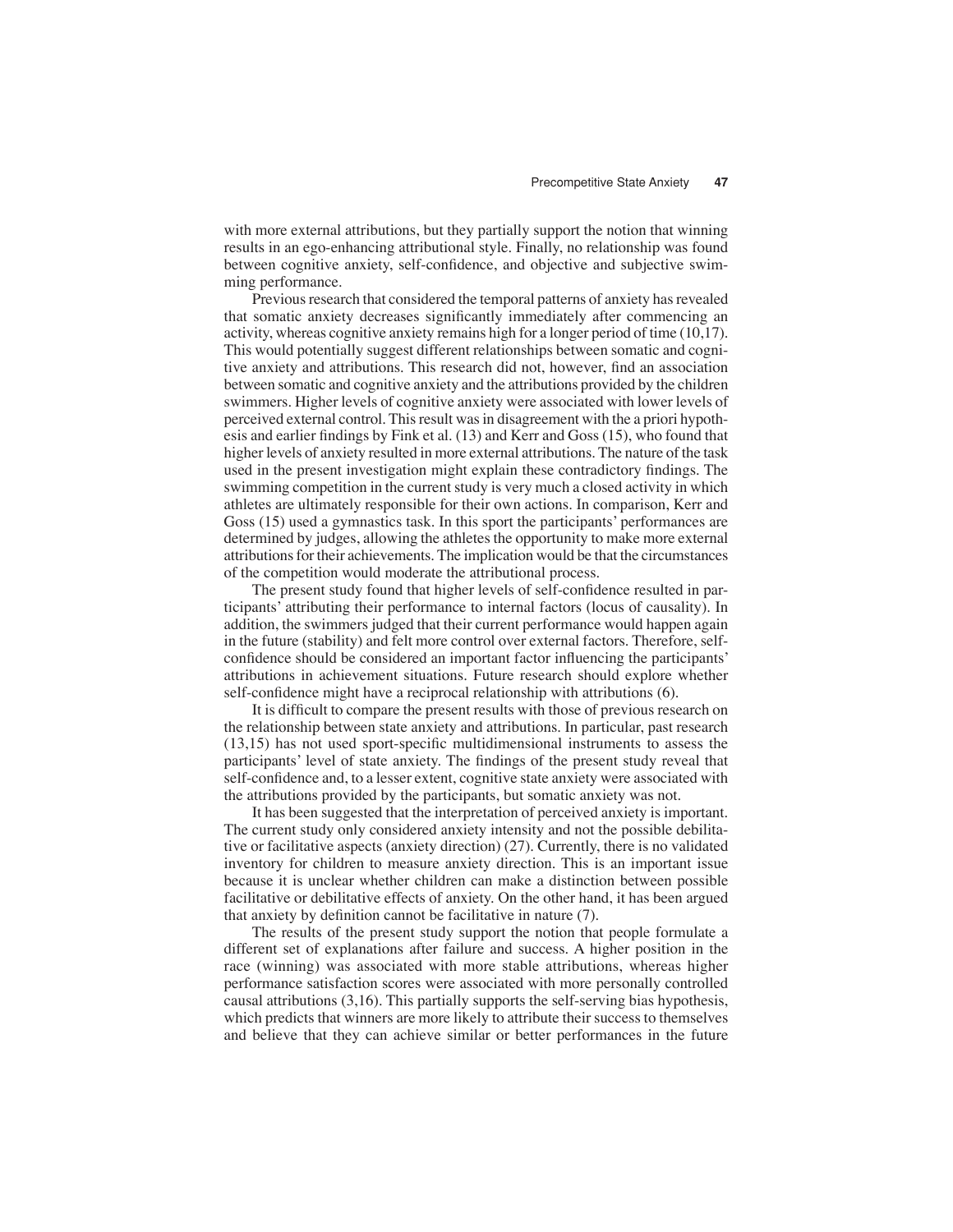with more external attributions, but they partially support the notion that winning results in an ego-enhancing attributional style. Finally, no relationship was found between cognitive anxiety, self-confidence, and objective and subjective swimming performance.

Previous research that considered the temporal patterns of anxiety has revealed that somatic anxiety decreases significantly immediately after commencing an activity, whereas cognitive anxiety remains high for a longer period of time (10,17). This would potentially suggest different relationships between somatic and cognitive anxiety and attributions. This research did not, however, find an association between somatic and cognitive anxiety and the attributions provided by the children swimmers. Higher levels of cognitive anxiety were associated with lower levels of perceived external control. This result was in disagreement with the a priori hypothesis and earlier findings by Fink et al. (13) and Kerr and Goss (15), who found that higher levels of anxiety resulted in more external attributions. The nature of the task used in the present investigation might explain these contradictory findings. The swimming competition in the current study is very much a closed activity in which athletes are ultimately responsible for their own actions. In comparison, Kerr and Goss (15) used a gymnastics task. In this sport the participants' performances are determined by judges, allowing the athletes the opportunity to make more external attributions for their achievements. The implication would be that the circumstances of the competition would moderate the attributional process.

The present study found that higher levels of self-confidence resulted in participants' attributing their performance to internal factors (locus of causality). In addition, the swimmers judged that their current performance would happen again in the future (stability) and felt more control over external factors. Therefore, self-confidence should be considered an important factor influencing the participants' attributions in achievement situations. Future research should explore whether self-confidence might have a reciprocal relationship with attributions (6).

It is difficult to compare the present results with those of previous research on the relationship between state anxiety and attributions. In particular, past research (13,15) has not used sport-specific multidimensional instruments to assess the participants' level of state anxiety. The findings of the present study reveal that self-confidence and, to a lesser extent, cognitive state anxiety were associated with the attributions provided by the participants, but somatic anxiety was not.

It has been suggested that the interpretation of perceived anxiety is important. The current study only considered anxiety intensity and not the possible debilitative or facilitative aspects (anxiety direction) (27). Currently, there is no validated inventory for children to measure anxiety direction. This is an important issue because it is unclear whether children can make a distinction between possible facilitative or debilitative effects of anxiety. On the other hand, it has been argued that anxiety by definition cannot be facilitative in nature (7).

The results of the present study support the notion that people formulate a different set of explanations after failure and success. A higher position in the race (winning) was associated with more stable attributions, whereas higher performance satisfaction scores were associated with more personally controlled causal attributions (3,16). This partially supports the self-serving bias hypothesis, which predicts that winners are more likely to attribute their success to themselves and believe that they can achieve similar or better performances in the future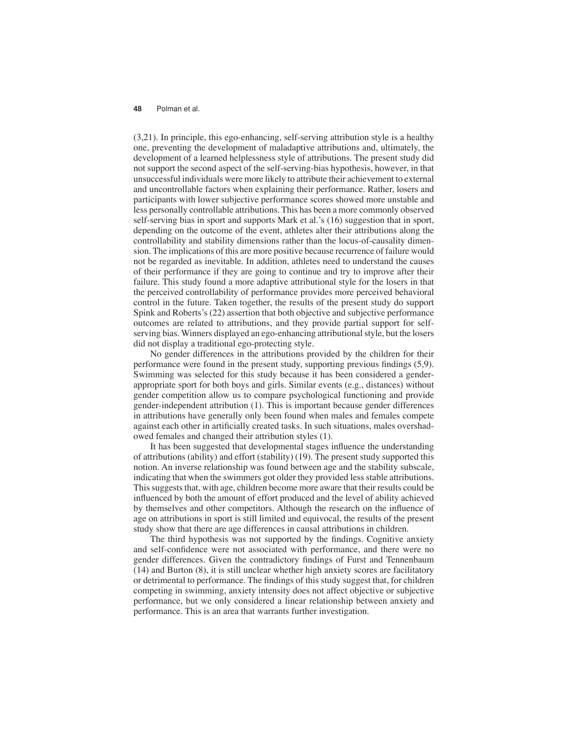(3,21). In principle, this ego-enhancing, self-serving attribution style is a healthy one, preventing the development of maladaptive attributions and, ultimately, the development of a learned helplessness style of attributions. The present study did not support the second aspect of the self-serving-bias hypothesis, however, in that unsuccessful individuals were more likely to attribute their achievement to external and uncontrollable factors when explaining their performance. Rather, losers and participants with lower subjective performance scores showed more unstable and less personally controllable attributions. This has been a more commonly observed self-serving bias in sport and supports Mark et al.'s (16) suggestion that in sport, depending on the outcome of the event, athletes alter their attributions along the controllability and stability dimensions rather than the locus-of-causality dimension. The implications of this are more positive because recurrence of failure would not be regarded as inevitable. In addition, athletes need to understand the causes of their performance if they are going to continue and try to improve after their failure. This study found a more adaptive attributional style for the losers in that the perceived controllability of performance provides more perceived behavioral control in the future. Taken together, the results of the present study do support Spink and Roberts's (22) assertion that both objective and subjective performance outcomes are related to attributions, and they provide partial support for self-serving bias. Winners displayed an ego-enhancing attributional style, but the losers did not display a traditional ego-protecting style.

No gender differences in the attributions provided by the children for their performance were found in the present study, supporting previous findings (5,9). Swimming was selected for this study because it has been considered a gender-appropriate sport for both boys and girls. Similar events (e.g., distances) without gender competition allow us to compare psychological functioning and provide gender-independent attribution (1). This is important because gender differences in attributions have generally only been found when males and females compete against each other in artificially created tasks. In such situations, males overshadowed females and changed their attribution styles (1).

It has been suggested that developmental stages influence the understanding of attributions (ability) and effort (stability) (19). The present study supported this notion. An inverse relationship was found between age and the stability subscale, indicating that when the swimmers got older they provided less stable attributions. This suggests that, with age, children become more aware that their results could be influenced by both the amount of effort produced and the level of ability achieved by themselves and other competitors. Although the research on the influence of age on attributions in sport is still limited and equivocal, the results of the present study show that there are age differences in causal attributions in children.

The third hypothesis was not supported by the findings. Cognitive anxiety and self-confidence were not associated with performance, and there were no gender differences. Given the contradictory findings of Furst and Tennenbaum (14) and Burton (8), it is still unclear whether high anxiety scores are facilitatory or detrimental to performance. The findings of this study suggest that, for children competing in swimming, anxiety intensity does not affect objective or subjective performance, but we only considered a linear relationship between anxiety and performance. This is an area that warrants further investigation.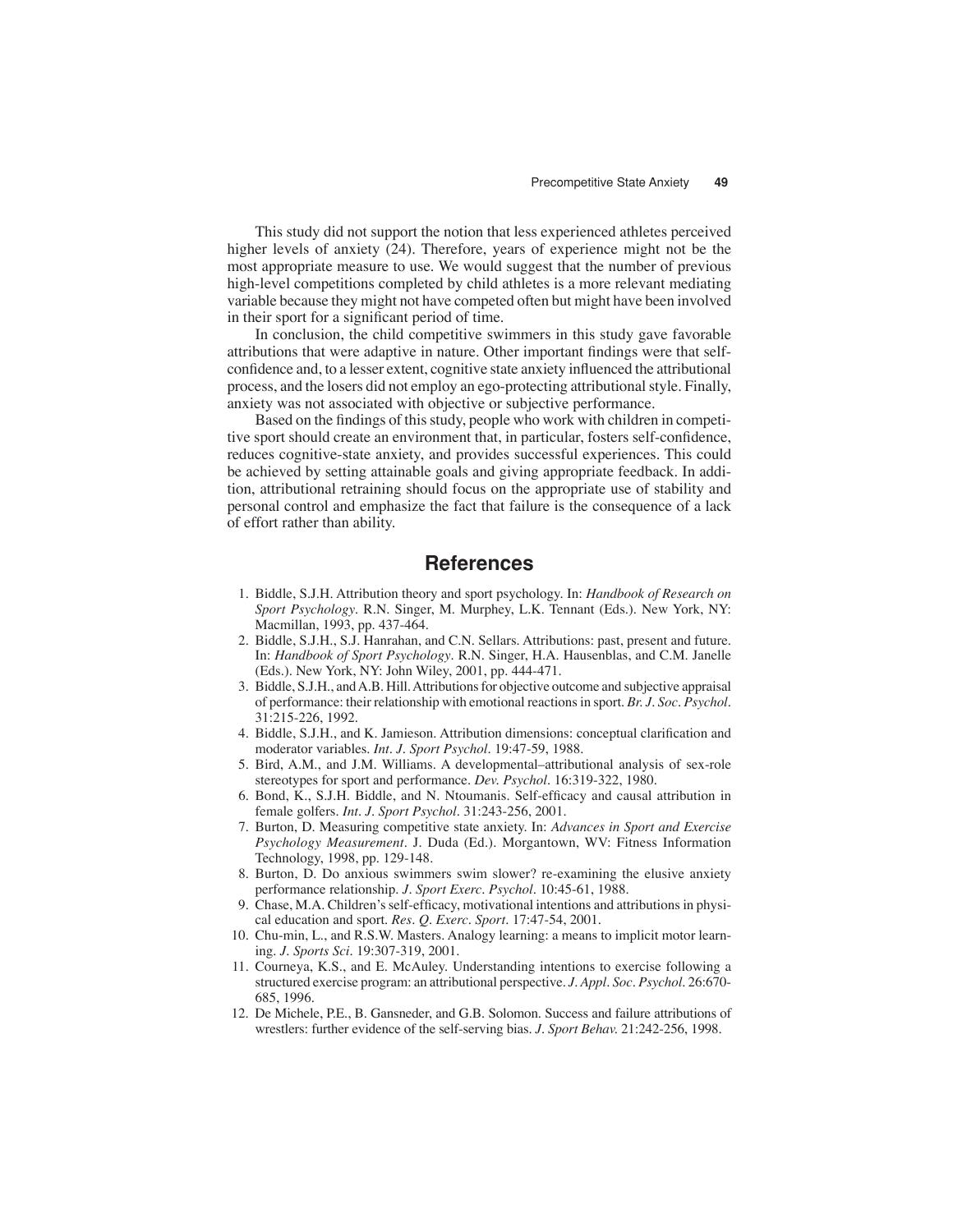This study did not support the notion that less experienced athletes perceived higher levels of anxiety (24). Therefore, years of experience might not be the most appropriate measure to use. We would suggest that the number of previous high-level competitions completed by child athletes is a more relevant mediating variable because they might not have competed often but might have been involved in their sport for a significant period of time.

In conclusion, the child competitive swimmers in this study gave favorable attributions that were adaptive in nature. Other important findings were that self-confidence and, to a lesser extent, cognitive state anxiety influenced the attributional process, and the losers did not employ an ego-protecting attributional style. Finally, anxiety was not associated with objective or subjective performance.

Based on the findings of this study, people who work with children in competitive sport should create an environment that, in particular, fosters self-confidence, reduces cognitive-state anxiety, and provides successful experiences. This could be achieved by setting attainable goals and giving appropriate feedback. In addition, attributional retraining should focus on the appropriate use of stability and personal control and emphasize the fact that failure is the consequence of a lack of effort rather than ability.

## References

1. Biddle, S.J.H. Attribution theory and sport psychology. In: *Handbook of Research on Sport Psychology*. R.N. Singer, M. Murphey, L.K. Tennant (Eds.). New York, NY: Macmillan, 1993, pp. 437-464.
2. Biddle, S.J.H., S.J. Hanrahan, and C.N. Sellars. Attributions: past, present and future. In: *Handbook of Sport Psychology*. R.N. Singer, H.A. Hausenblas, and C.M. Janelle (Eds.). New York, NY: John Wiley, 2001, pp. 444-471.
3. Biddle, S.J.H., and A.B. Hill. Attributions for objective outcome and subjective appraisal of performance: their relationship with emotional reactions in sport. *Br. J. Soc. Psychol.* 31:215-226, 1992.
4. Biddle, S.J.H., and K. Jamieson. Attribution dimensions: conceptual clarification and moderator variables. *Int. J. Sport Psychol.* 19:47-59, 1988.
5. Bird, A.M., and J.M. Williams. A developmental–attributional analysis of sex-role stereotypes for sport and performance. *Dev. Psychol.* 16:319-322, 1980.
6. Bond, K., S.J.H. Biddle, and N. Ntoumanis. Self-efficacy and causal attribution in female golfers. *Int. J. Sport Psychol.* 31:243-256, 2001.
7. Burton, D. Measuring competitive state anxiety. In: *Advances in Sport and Exercise Psychology Measurement*. J. Duda (Ed.). Morgantown, WV: Fitness Information Technology, 1998, pp. 129-148.
8. Burton, D. Do anxious swimmers swim slower? re-examining the elusive anxiety performance relationship. *J. Sport Exerc. Psychol.* 10:45-61, 1988.
9. Chase, M.A. Children's self-efficacy, motivational intentions and attributions in physical education and sport. *Res. Q. Exerc. Sport.* 17:47-54, 2001.
10. Chu-min, L., and R.S.W. Masters. Analogy learning: a means to implicit motor learning. *J. Sports Sci.* 19:307-319, 2001.
11. Courneya, K.S., and E. McAuley. Understanding intentions to exercise following a structured exercise program: an attributional perspective. *J. Appl. Soc. Psychol.* 26:670-685, 1996.
12. De Michele, P.E., B. Gansneder, and G.B. Solomon. Success and failure attributions of wrestlers: further evidence of the self-serving bias. *J. Sport Behav.* 21:242-256, 1998.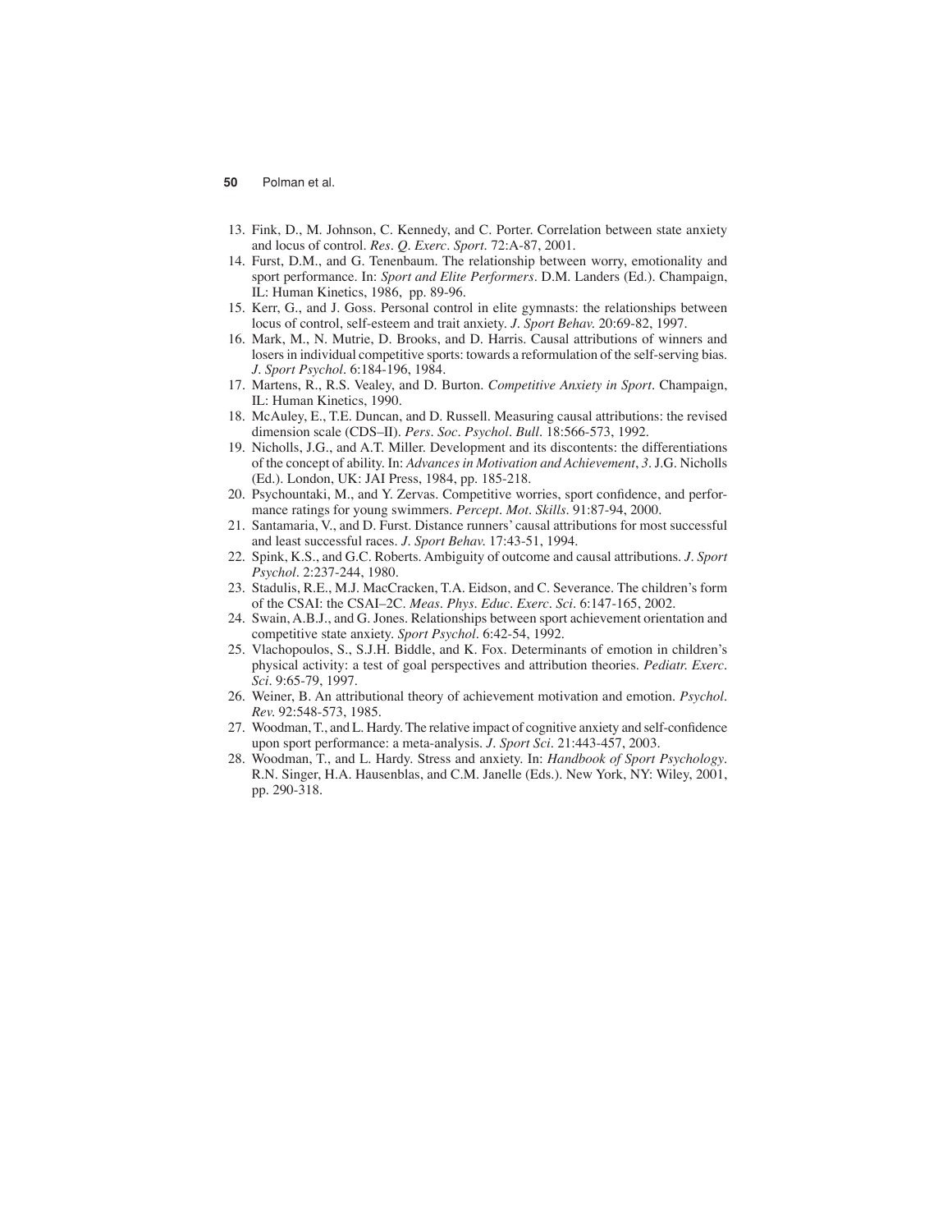13. Fink, D., M. Johnson, C. Kennedy, and C. Porter. Correlation between state anxiety and locus of control. *Res. Q. Exerc. Sport.* 72:A-87, 2001.
14. Furst, D.M., and G. Tenenbaum. The relationship between worry, emotionality and sport performance. In: *Sport and Elite Performers*. D.M. Landers (Ed.). Champaign, IL: Human Kinetics, 1986, pp. 89-96.
15. Kerr, G., and J. Goss. Personal control in elite gymnasts: the relationships between locus of control, self-esteem and trait anxiety. *J. Sport Behav.* 20:69-82, 1997.
16. Mark, M., N. Mutrie, D. Brooks, and D. Harris. Causal attributions of winners and losers in individual competitive sports: towards a reformulation of the self-serving bias. *J. Sport Psychol.* 6:184-196, 1984.
17. Martens, R., R.S. Vealey, and D. Burton. *Competitive Anxiety in Sport*. Champaign, IL: Human Kinetics, 1990.
18. McAuley, E., T.E. Duncan, and D. Russell. Measuring causal attributions: the revised dimension scale (CDS–II). *Pers. Soc. Psychol. Bull.* 18:566-573, 1992.
19. Nicholls, J.G., and A.T. Miller. Development and its discontents: the differentiations of the concept of ability. In: *Advances in Motivation and Achievement, 3*. J.G. Nicholls (Ed.). London, UK: JAI Press, 1984, pp. 185-218.
20. Psychountaki, M., and Y. Zervas. Competitive worries, sport confidence, and performance ratings for young swimmers. *Percept. Mot. Skills.* 91:87-94, 2000.
21. Santamaria, V., and D. Furst. Distance runners' causal attributions for most successful and least successful races. *J. Sport Behav.* 17:43-51, 1994.
22. Spink, K.S., and G.C. Roberts. Ambiguity of outcome and causal attributions. *J. Sport Psychol.* 2:237-244, 1980.
23. Stadulis, R.E., M.J. MacCracken, T.A. Eidson, and C. Severance. The children's form of the CSAI: the CSAI–2C. *Meas. Phys. Educ. Exerc. Sci.* 6:147-165, 2002.
24. Swain, A.B.J., and G. Jones. Relationships between sport achievement orientation and competitive state anxiety. *Sport Psychol.* 6:42-54, 1992.
25. Vlachopoulos, S., S.J.H. Biddle, and K. Fox. Determinants of emotion in children's physical activity: a test of goal perspectives and attribution theories. *Pediatr. Exerc. Sci.* 9:65-79, 1997.
26. Weiner, B. An attributional theory of achievement motivation and emotion. *Psychol. Rev.* 92:548-573, 1985.
27. Woodman, T., and L. Hardy. The relative impact of cognitive anxiety and self-confidence upon sport performance: a meta-analysis. *J. Sport Sci.* 21:443-457, 2003.
28. Woodman, T., and L. Hardy. Stress and anxiety. In: *Handbook of Sport Psychology*. R.N. Singer, H.A. Hausenblas, and C.M. Janelle (Eds.). New York, NY: Wiley, 2001, pp. 290-318.